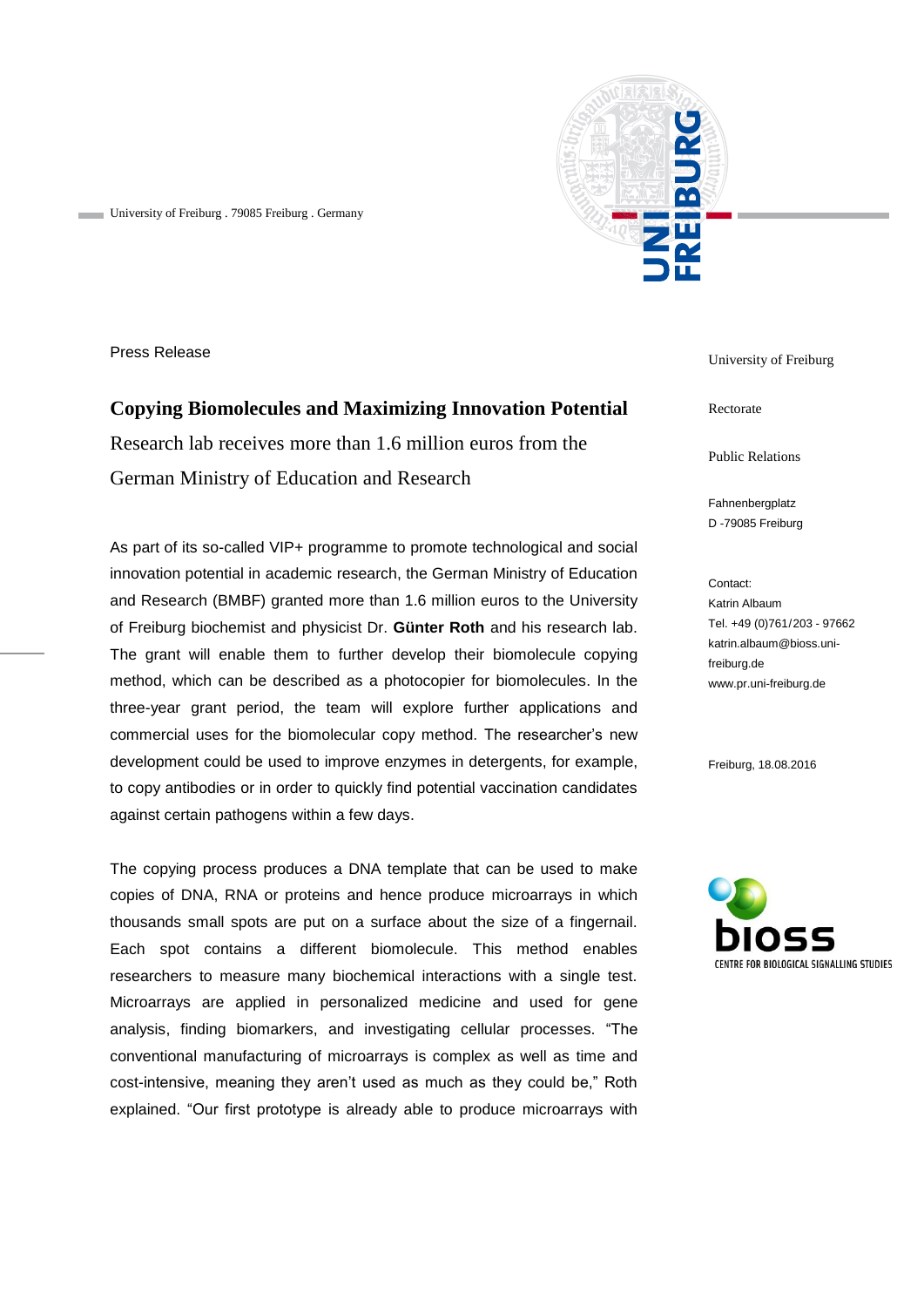University of Freiburg . 79085 Freiburg . Germany

Press Release

# Copying Biomolecules and Maximizing Innovation Potential

Research lab receives more than 1.6 million euros from the German Ministry of Education and Research

University of Freiburg

Rectorate

Public Relations

Fahnenbergplatz
D -79085 Freiburg

Contact:
Katrin Albaum
Tel. +49 (0)761/203 - 97662
katrin.albaum@bioss.uni-freiburg.de
www.pr.uni-freiburg.de

Freiburg, 18.08.2016

bioss
CENTRE FOR BIOLOGICAL SIGNALLING STUDIES

As part of its so-called VIP+ programme to promote technological and social innovation potential in academic research, the German Ministry of Education and Research (BMBF) granted more than 1.6 million euros to the University of Freiburg biochemist and physicist Dr. **Günter Roth** and his research lab. The grant will enable them to further develop their biomolecule copying method, which can be described as a photocopier for biomolecules. In the three-year grant period, the team will explore further applications and commercial uses for the biomolecular copy method. The researcher's new development could be used to improve enzymes in detergents, for example, to copy antibodies or in order to quickly find potential vaccination candidates against certain pathogens within a few days.

The copying process produces a DNA template that can be used to make copies of DNA, RNA or proteins and hence produce microarrays in which thousands small spots are put on a surface about the size of a fingernail. Each spot contains a different biomolecule. This method enables researchers to measure many biochemical interactions with a single test. Microarrays are applied in personalized medicine and used for gene analysis, finding biomarkers, and investigating cellular processes. "The conventional manufacturing of microarrays is complex as well as time and cost-intensive, meaning they aren't used as much as they could be," Roth explained. "Our first prototype is already able to produce microarrays with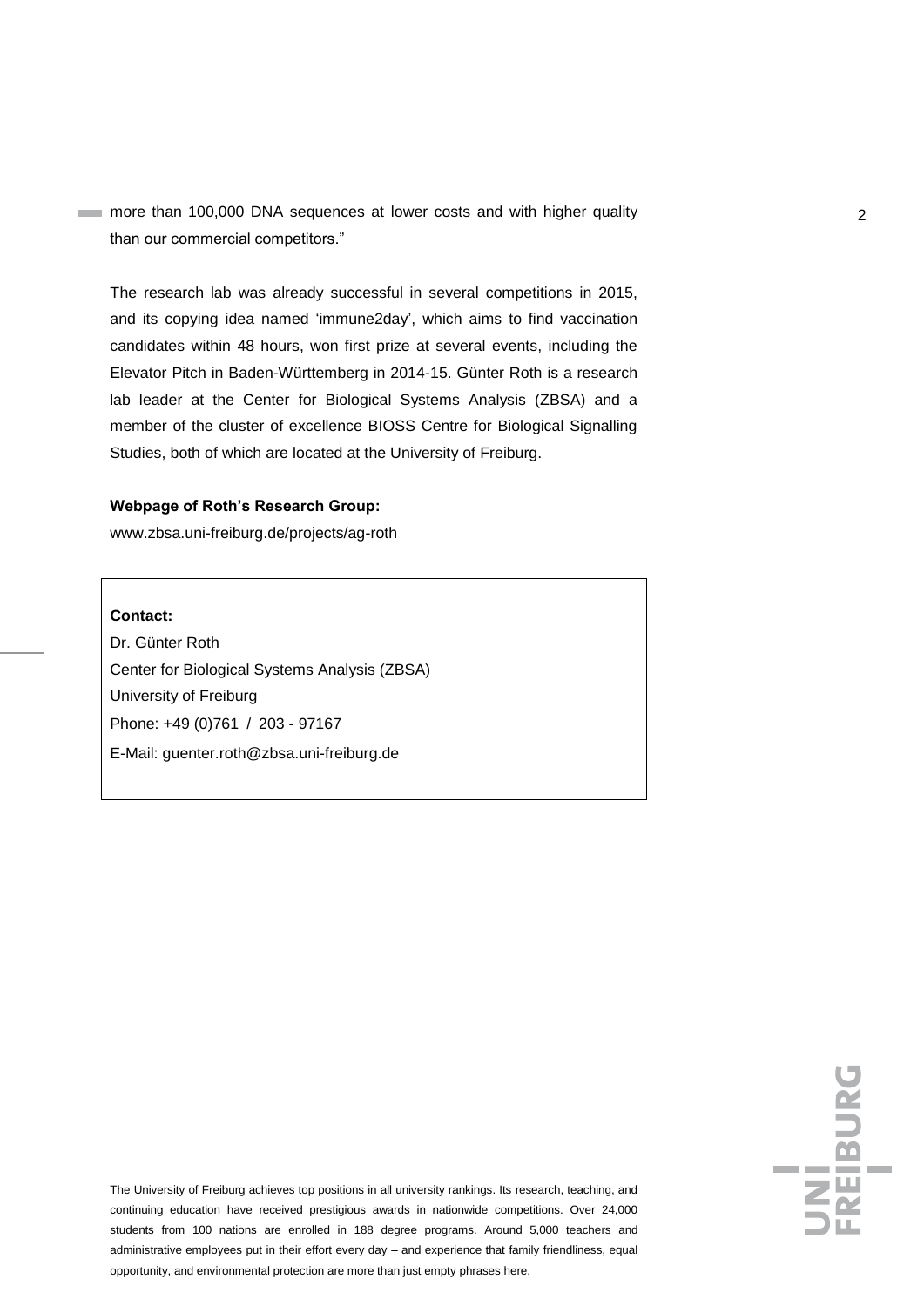more than 100,000 DNA sequences at lower costs and with higher quality than our commercial competitors."

The research lab was already successful in several competitions in 2015, and its copying idea named 'immune2day', which aims to find vaccination candidates within 48 hours, won first prize at several events, including the Elevator Pitch in Baden-Württemberg in 2014-15. Günter Roth is a research lab leader at the Center for Biological Systems Analysis (ZBSA) and a member of the cluster of excellence BIOSS Centre for Biological Signalling Studies, both of which are located at the University of Freiburg.

**Webpage of Roth's Research Group:**
www.zbsa.uni-freiburg.de/projects/ag-roth

**Contact:**
Dr. Günter Roth
Center for Biological Systems Analysis (ZBSA)
University of Freiburg
Phone: +49 (0)761 / 203 - 97167
E-Mail: guenter.roth@zbsa.uni-freiburg.de

UNI FREIBURG

The University of Freiburg achieves top positions in all university rankings. Its research, teaching, and continuing education have received prestigious awards in nationwide competitions. Over 24,000 students from 100 nations are enrolled in 188 degree programs. Around 5,000 teachers and administrative employees put in their effort every day – and experience that family friendliness, equal opportunity, and environmental protection are more than just empty phrases here.